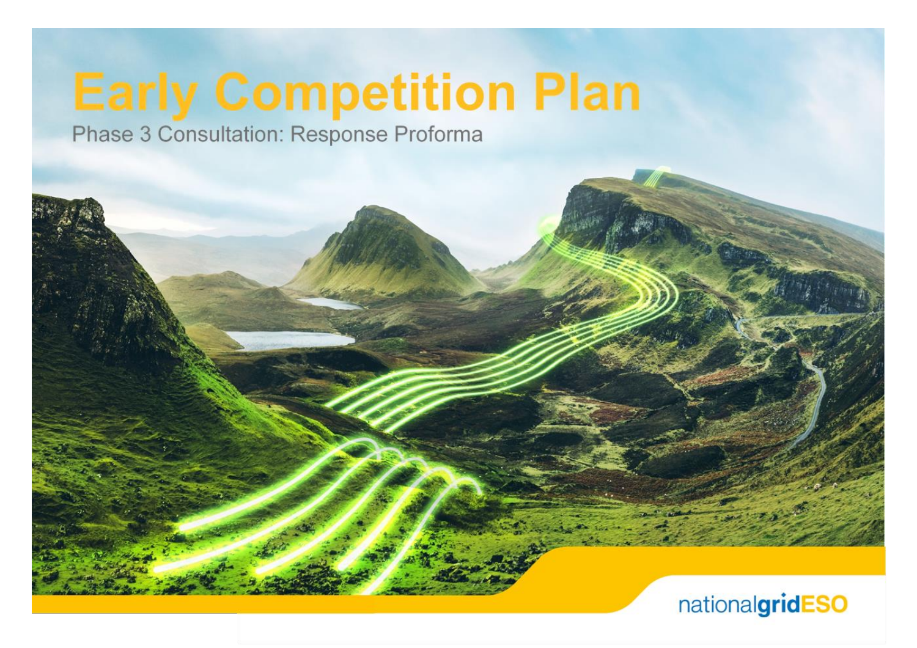# Early Competition Plan

Phase 3 Consultation: Response Proforma

nationalgridESO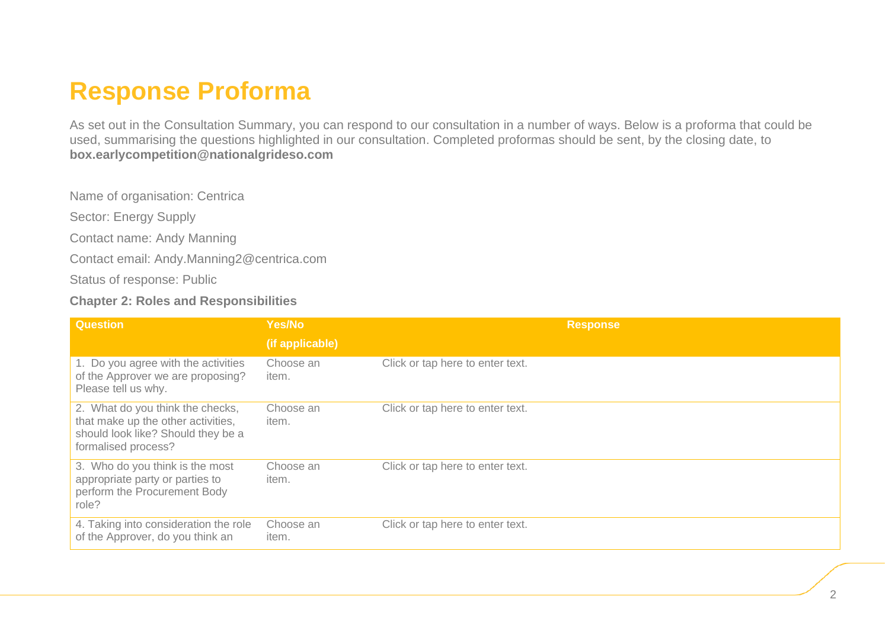# Response Proforma

As set out in the Consultation Summary, you can respond to our consultation in a number of ways. Below is a proforma that could be used, summarising the questions highlighted in our consultation. Completed proformas should be sent, by the closing date, to **box.earlycompetition@nationalgrideso.com**

Name of organisation: Centrica

Sector: Energy Supply

Contact name: Andy Manning

Contact email: Andy.Manning2@centrica.com

Status of response: Public

**Chapter 2: Roles and Responsibilities**

| Question | Yes/No (if applicable) | Response |
|---|---|---|
| 1. Do you agree with the activities of the Approver we are proposing? Please tell us why. | Choose an item. | Click or tap here to enter text. |
| 2. What do you think the checks, that make up the other activities, should look like? Should they be a formalised process? | Choose an item. | Click or tap here to enter text. |
| 3. Who do you think is the most appropriate party or parties to perform the Procurement Body role? | Choose an item. | Click or tap here to enter text. |
| 4. Taking into consideration the role of the Approver, do you think an | Choose an item. | Click or tap here to enter text. |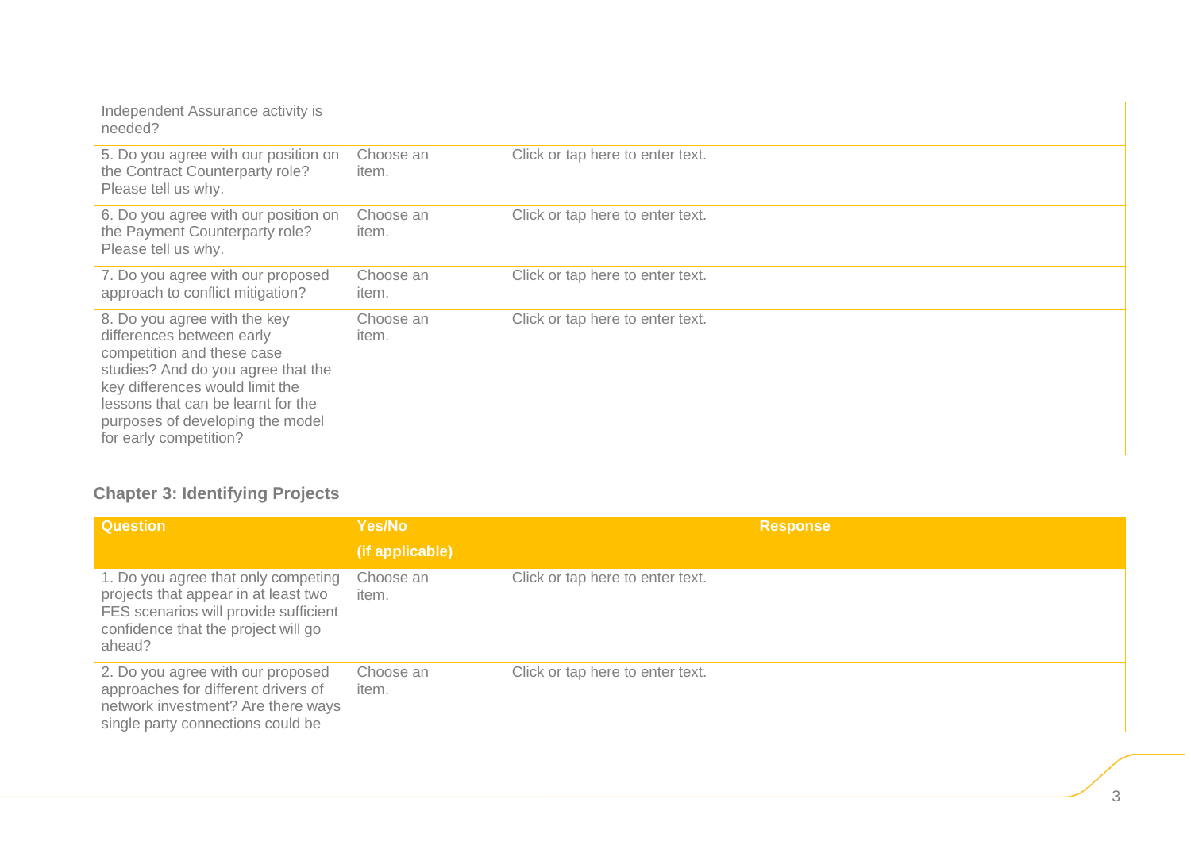| | | |
|---|---|---|
| Independent Assurance activity is needed? | | |
| 5. Do you agree with our position on the Contract Counterparty role? Please tell us why. | Choose an item. | Click or tap here to enter text. |
| 6. Do you agree with our position on the Payment Counterparty role? Please tell us why. | Choose an item. | Click or tap here to enter text. |
| 7. Do you agree with our proposed approach to conflict mitigation? | Choose an item. | Click or tap here to enter text. |
| 8. Do you agree with the key differences between early competition and these case studies? And do you agree that the key differences would limit the lessons that can be learnt for the purposes of developing the model for early competition? | Choose an item. | Click or tap here to enter text. |

### Chapter 3: Identifying Projects

| Question | Yes/No (if applicable) | Response |
|---|---|---|
| 1. Do you agree that only competing projects that appear in at least two FES scenarios will provide sufficient confidence that the project will go ahead? | Choose an item. | Click or tap here to enter text. |
| 2. Do you agree with our proposed approaches for different drivers of network investment? Are there ways single party connections could be | Choose an item. | Click or tap here to enter text. |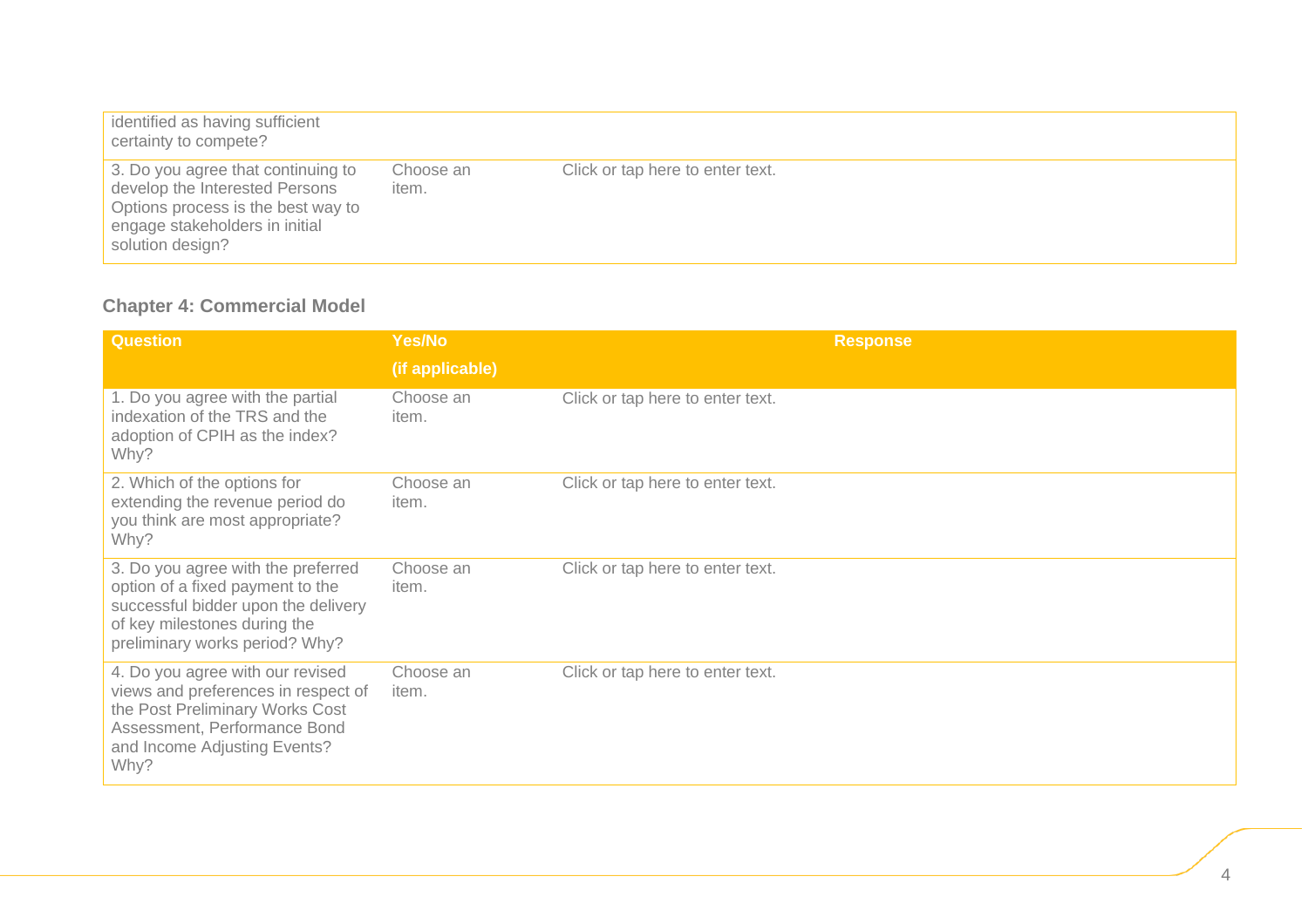| | | |
|---|---|---|
| identified as having sufficient certainty to compete? | | |
| 3. Do you agree that continuing to develop the Interested Persons Options process is the best way to engage stakeholders in initial solution design? | Choose an item. | Click or tap here to enter text. |

### Chapter 4: Commercial Model

| Question | Yes/No (if applicable) | Response |
|---|---|---|
| 1. Do you agree with the partial indexation of the TRS and the adoption of CPIH as the index? Why? | Choose an item. | Click or tap here to enter text. |
| 2. Which of the options for extending the revenue period do you think are most appropriate? Why? | Choose an item. | Click or tap here to enter text. |
| 3. Do you agree with the preferred option of a fixed payment to the successful bidder upon the delivery of key milestones during the preliminary works period? Why? | Choose an item. | Click or tap here to enter text. |
| 4. Do you agree with our revised views and preferences in respect of the Post Preliminary Works Cost Assessment, Performance Bond and Income Adjusting Events? Why? | Choose an item. | Click or tap here to enter text. |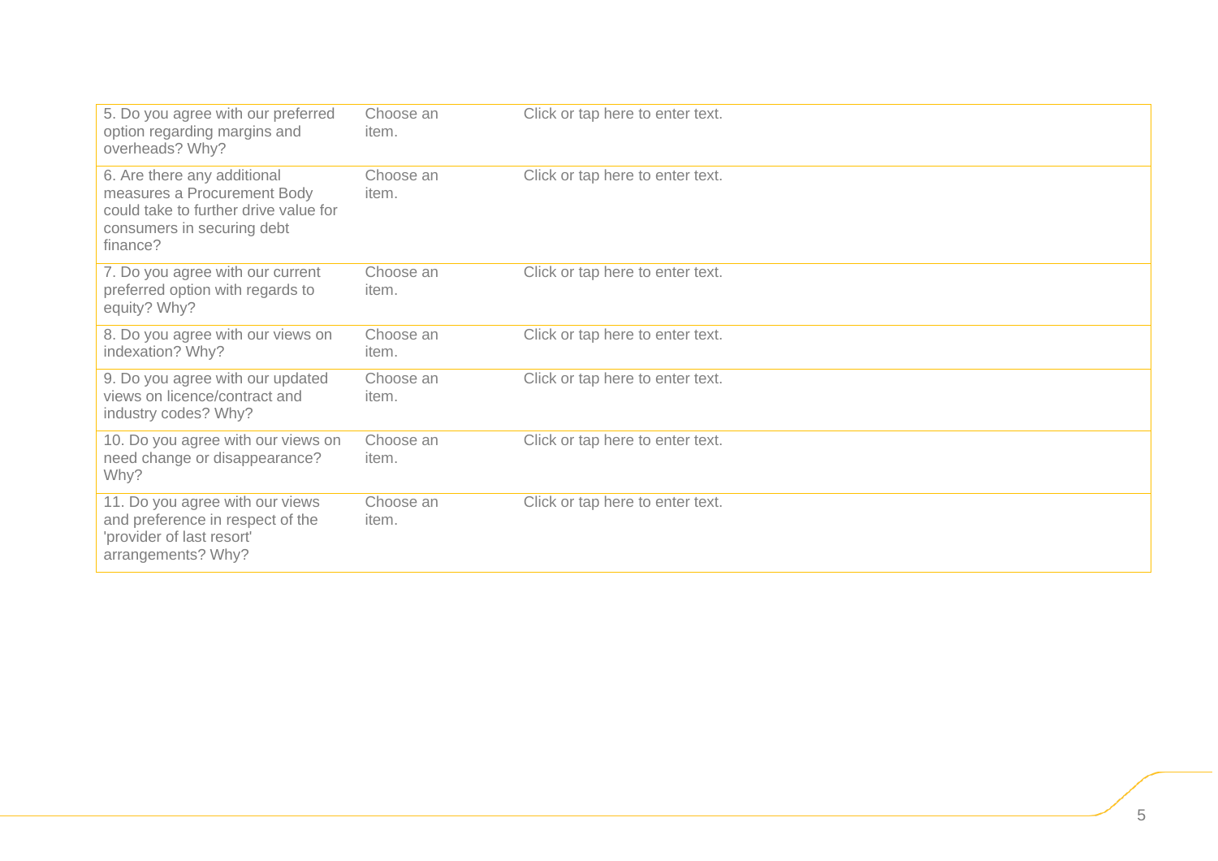| | | |
|---|---|---|
| 5. Do you agree with our preferred option regarding margins and overheads? Why? | Choose an item. | Click or tap here to enter text. |
| 6. Are there any additional measures a Procurement Body could take to further drive value for consumers in securing debt finance? | Choose an item. | Click or tap here to enter text. |
| 7. Do you agree with our current preferred option with regards to equity? Why? | Choose an item. | Click or tap here to enter text. |
| 8. Do you agree with our views on indexation? Why? | Choose an item. | Click or tap here to enter text. |
| 9. Do you agree with our updated views on licence/contract and industry codes? Why? | Choose an item. | Click or tap here to enter text. |
| 10. Do you agree with our views on need change or disappearance? Why? | Choose an item. | Click or tap here to enter text. |
| 11. Do you agree with our views and preference in respect of the 'provider of last resort' arrangements? Why? | Choose an item. | Click or tap here to enter text. |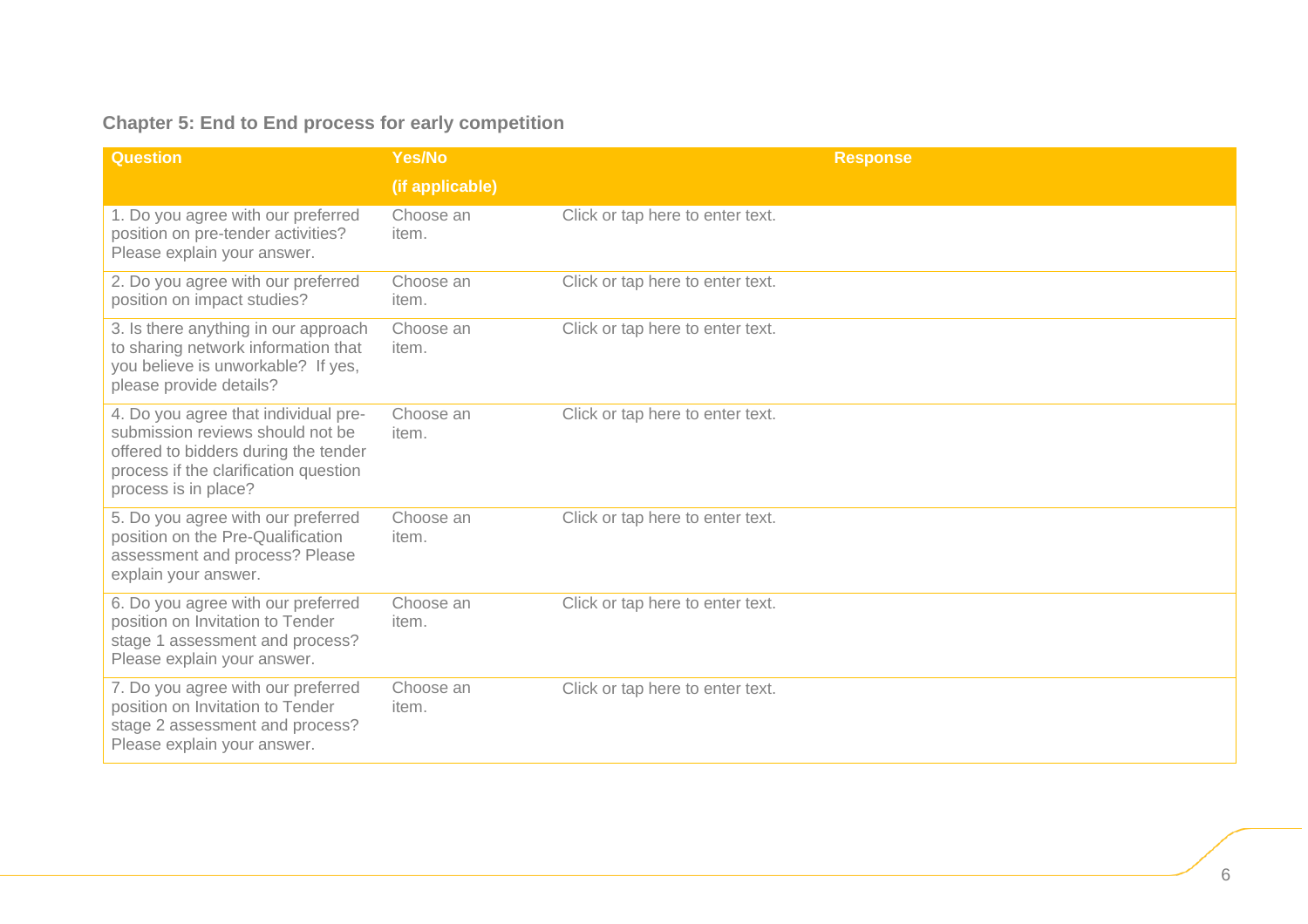## Chapter 5: End to End process for early competition

| Question | Yes/No (if applicable) | Response |
| --- | --- | --- |
| 1. Do you agree with our preferred position on pre-tender activities? Please explain your answer. | Choose an item. | Click or tap here to enter text. |
| 2. Do you agree with our preferred position on impact studies? | Choose an item. | Click or tap here to enter text. |
| 3. Is there anything in our approach to sharing network information that you believe is unworkable? If yes, please provide details? | Choose an item. | Click or tap here to enter text. |
| 4. Do you agree that individual pre-submission reviews should not be offered to bidders during the tender process if the clarification question process is in place? | Choose an item. | Click or tap here to enter text. |
| 5. Do you agree with our preferred position on the Pre-Qualification assessment and process? Please explain your answer. | Choose an item. | Click or tap here to enter text. |
| 6. Do you agree with our preferred position on Invitation to Tender stage 1 assessment and process? Please explain your answer. | Choose an item. | Click or tap here to enter text. |
| 7. Do you agree with our preferred position on Invitation to Tender stage 2 assessment and process? Please explain your answer. | Choose an item. | Click or tap here to enter text. |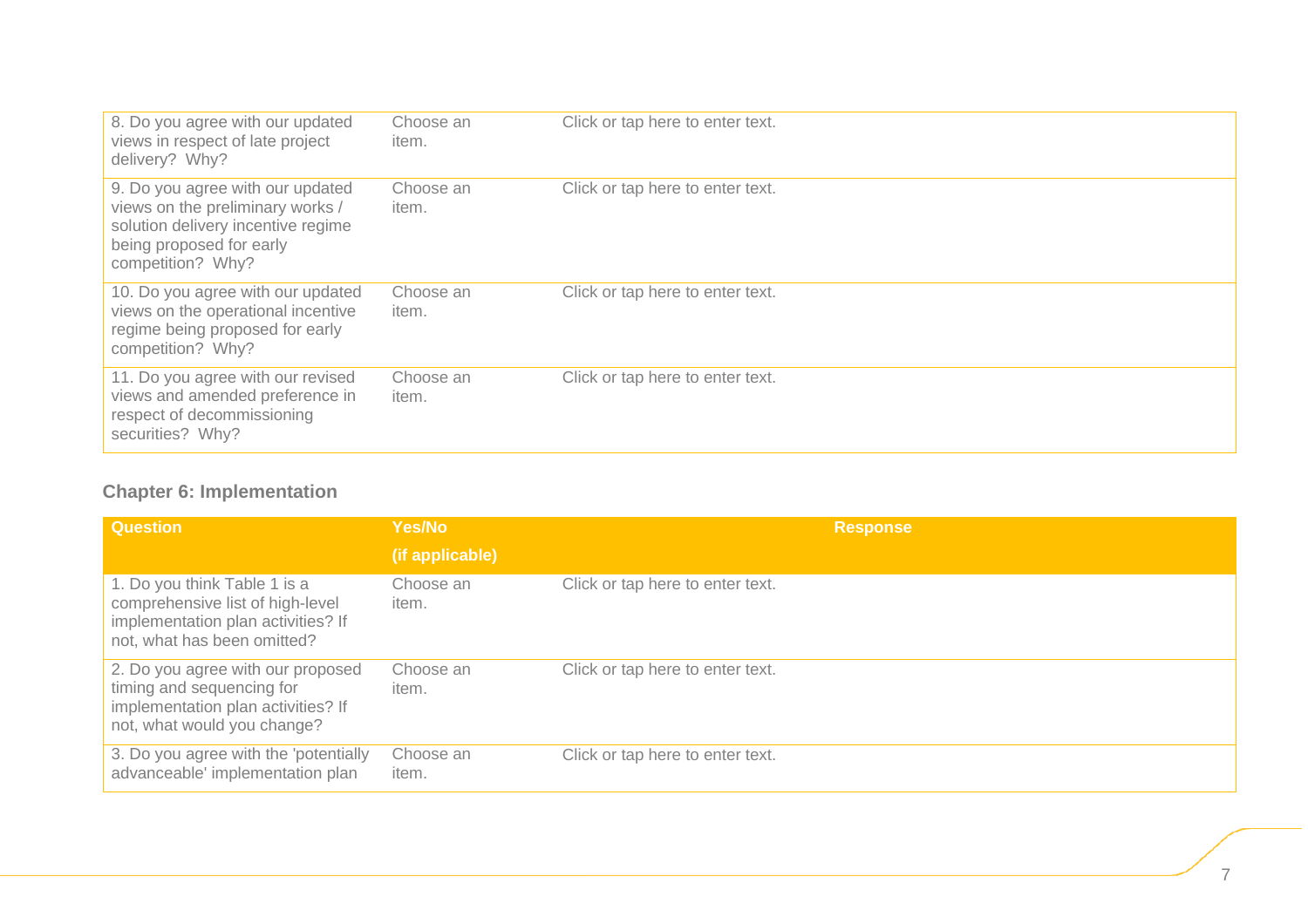| | | |
|---|---|---|
| 8. Do you agree with our updated views in respect of late project delivery? Why? | Choose an item. | Click or tap here to enter text. |
| 9. Do you agree with our updated views on the preliminary works / solution delivery incentive regime being proposed for early competition? Why? | Choose an item. | Click or tap here to enter text. |
| 10. Do you agree with our updated views on the operational incentive regime being proposed for early competition? Why? | Choose an item. | Click or tap here to enter text. |
| 11. Do you agree with our revised views and amended preference in respect of decommissioning securities? Why? | Choose an item. | Click or tap here to enter text. |

### Chapter 6: Implementation

| Question | Yes/No (if applicable) | Response |
|---|---|---|
| 1. Do you think Table 1 is a comprehensive list of high-level implementation plan activities? If not, what has been omitted? | Choose an item. | Click or tap here to enter text. |
| 2. Do you agree with our proposed timing and sequencing for implementation plan activities? If not, what would you change? | Choose an item. | Click or tap here to enter text. |
| 3. Do you agree with the 'potentially advanceable' implementation plan | Choose an item. | Click or tap here to enter text. |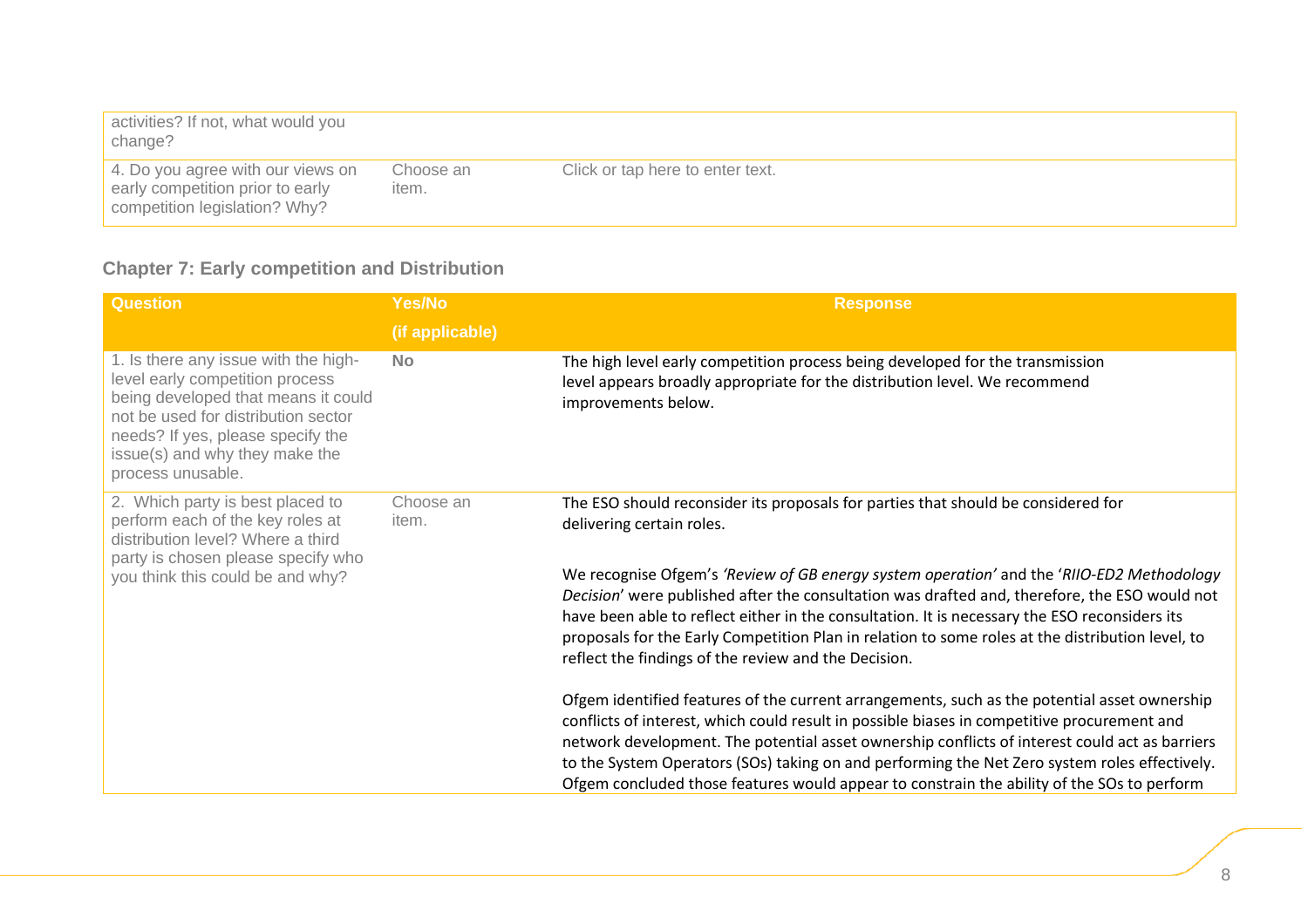| | | |
|---|---|---|
| activities? If not, what would you change? | | |
| 4. Do you agree with our views on early competition prior to early competition legislation? Why? | Choose an item. | Click or tap here to enter text. |

### Chapter 7: Early competition and Distribution

| Question | Yes/No (if applicable) | Response |
|---|---|---|
| 1. Is there any issue with the high-level early competition process being developed that means it could not be used for distribution sector needs? If yes, please specify the issue(s) and why they make the process unusable. | No | The high level early competition process being developed for the transmission level appears broadly appropriate for the distribution level. We recommend improvements below. |
| 2. Which party is best placed to perform each of the key roles at distribution level? Where a third party is chosen please specify who you think this could be and why? | Choose an item. | The ESO should reconsider its proposals for parties that should be considered for delivering certain roles.<br><br>We recognise Ofgem's *'Review of GB energy system operation'* and the '*RIIO-ED2 Methodology Decision*' were published after the consultation was drafted and, therefore, the ESO would not have been able to reflect either in the consultation. It is necessary the ESO reconsiders its proposals for the Early Competition Plan in relation to some roles at the distribution level, to reflect the findings of the review and the Decision.<br><br>Ofgem identified features of the current arrangements, such as the potential asset ownership conflicts of interest, which could result in possible biases in competitive procurement and network development. The potential asset ownership conflicts of interest could act as barriers to the System Operators (SOs) taking on and performing the Net Zero system roles effectively. Ofgem concluded those features would appear to constrain the ability of the SOs to perform |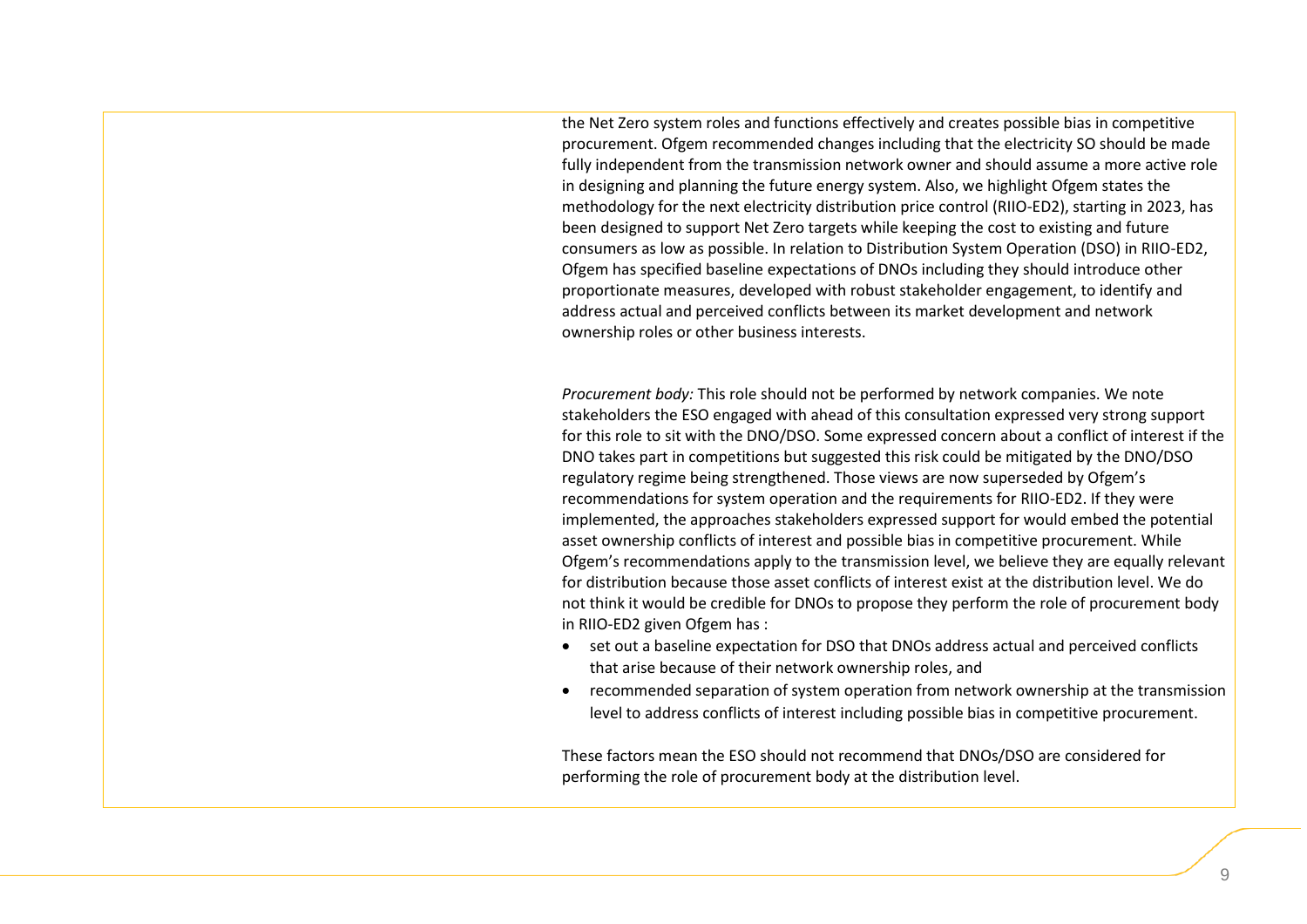the Net Zero system roles and functions effectively and creates possible bias in competitive procurement. Ofgem recommended changes including that the electricity SO should be made fully independent from the transmission network owner and should assume a more active role in designing and planning the future energy system. Also, we highlight Ofgem states the methodology for the next electricity distribution price control (RIIO-ED2), starting in 2023, has been designed to support Net Zero targets while keeping the cost to existing and future consumers as low as possible. In relation to Distribution System Operation (DSO) in RIIO-ED2, Ofgem has specified baseline expectations of DNOs including they should introduce other proportionate measures, developed with robust stakeholder engagement, to identify and address actual and perceived conflicts between its market development and network ownership roles or other business interests.

*Procurement body:* This role should not be performed by network companies. We note stakeholders the ESO engaged with ahead of this consultation expressed very strong support for this role to sit with the DNO/DSO. Some expressed concern about a conflict of interest if the DNO takes part in competitions but suggested this risk could be mitigated by the DNO/DSO regulatory regime being strengthened. Those views are now superseded by Ofgem's recommendations for system operation and the requirements for RIIO-ED2. If they were implemented, the approaches stakeholders expressed support for would embed the potential asset ownership conflicts of interest and possible bias in competitive procurement. While Ofgem's recommendations apply to the transmission level, we believe they are equally relevant for distribution because those asset conflicts of interest exist at the distribution level. We do not think it would be credible for DNOs to propose they perform the role of procurement body in RIIO-ED2 given Ofgem has :

- set out a baseline expectation for DSO that DNOs address actual and perceived conflicts that arise because of their network ownership roles, and
- recommended separation of system operation from network ownership at the transmission level to address conflicts of interest including possible bias in competitive procurement.

These factors mean the ESO should not recommend that DNOs/DSO are considered for performing the role of procurement body at the distribution level.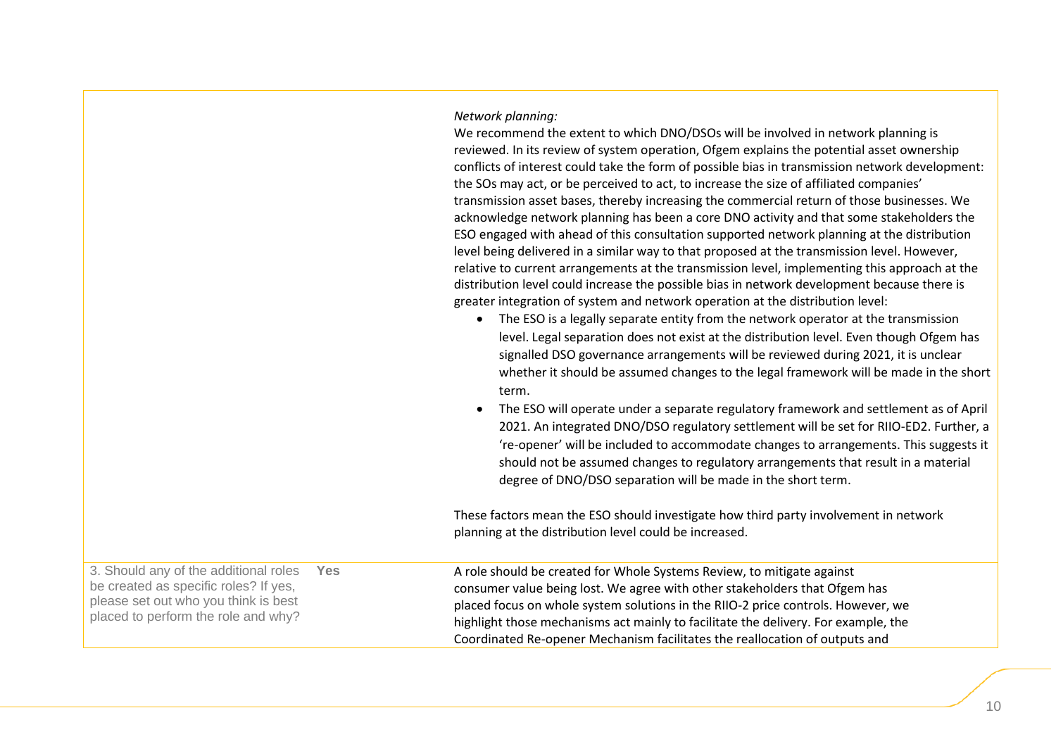| | | |
|---|---|---|
| | | *Network planning:*<br>We recommend the extent to which DNO/DSOs will be involved in network planning is reviewed. In its review of system operation, Ofgem explains the potential asset ownership conflicts of interest could take the form of possible bias in transmission network development: the SOs may act, or be perceived to act, to increase the size of affiliated companies' transmission asset bases, thereby increasing the commercial return of those businesses. We acknowledge network planning has been a core DNO activity and that some stakeholders the ESO engaged with ahead of this consultation supported network planning at the distribution level being delivered in a similar way to that proposed at the transmission level. However, relative to current arrangements at the transmission level, implementing this approach at the distribution level could increase the possible bias in network development because there is greater integration of system and network operation at the distribution level:<br>• The ESO is a legally separate entity from the network operator at the transmission level. Legal separation does not exist at the distribution level. Even though Ofgem has signalled DSO governance arrangements will be reviewed during 2021, it is unclear whether it should be assumed changes to the legal framework will be made in the short term.<br>• The ESO will operate under a separate regulatory framework and settlement as of April 2021. An integrated DNO/DSO regulatory settlement will be set for RIIO-ED2. Further, a 're-opener' will be included to accommodate changes to arrangements. This suggests it should not be assumed changes to regulatory arrangements that result in a material degree of DNO/DSO separation will be made in the short term.<br><br>These factors mean the ESO should investigate how third party involvement in network planning at the distribution level could be increased. |
| 3. Should any of the additional roles be created as specific roles? If yes, please set out who you think is best placed to perform the role and why? | **Yes** | A role should be created for Whole Systems Review, to mitigate against consumer value being lost. We agree with other stakeholders that Ofgem has placed focus on whole system solutions in the RIIO-2 price controls. However, we highlight those mechanisms act mainly to facilitate the delivery. For example, the Coordinated Re-opener Mechanism facilitates the reallocation of outputs and |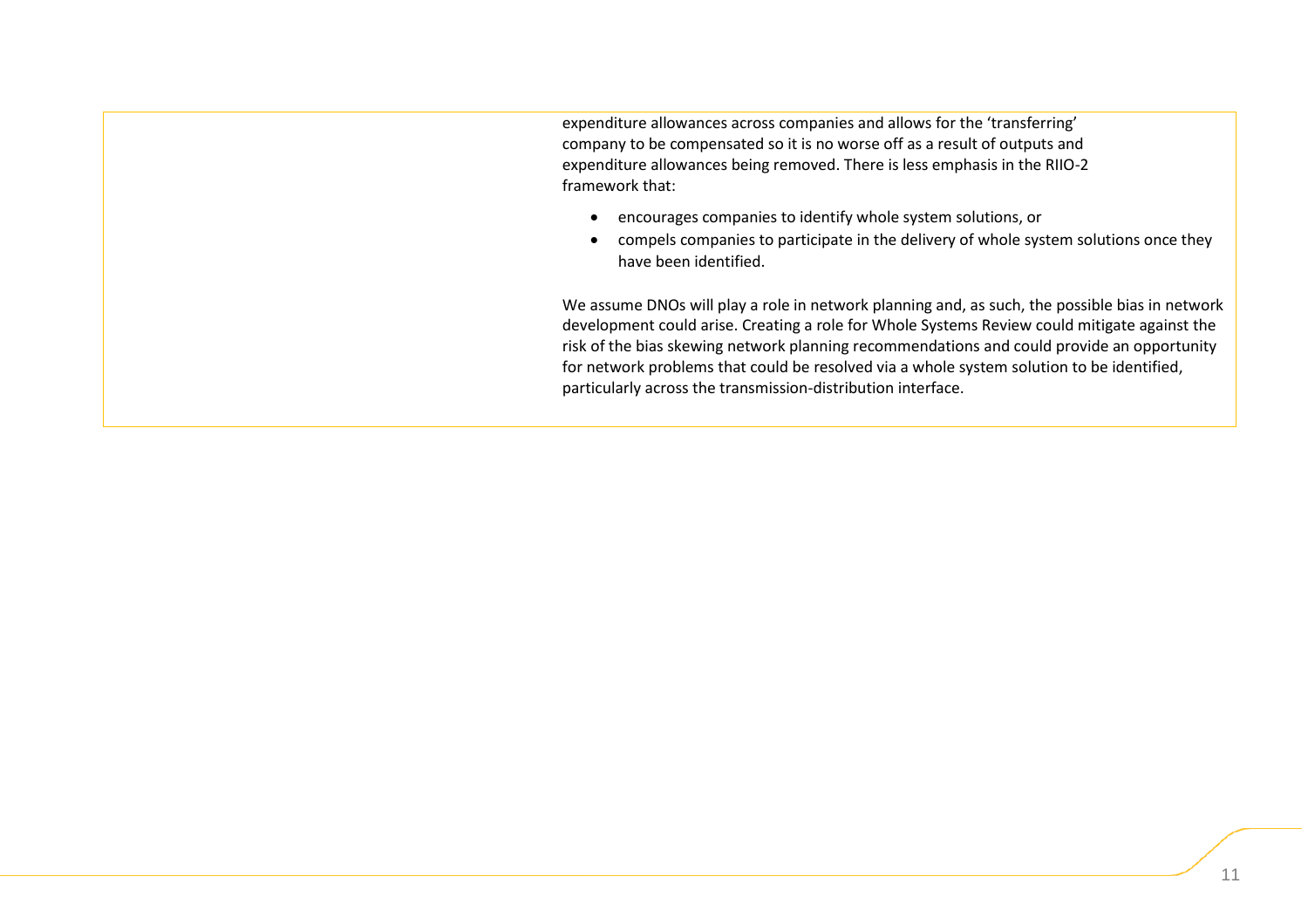expenditure allowances across companies and allows for the 'transferring' company to be compensated so it is no worse off as a result of outputs and expenditure allowances being removed. There is less emphasis in the RIIO-2 framework that:

- encourages companies to identify whole system solutions, or
- compels companies to participate in the delivery of whole system solutions once they have been identified.

We assume DNOs will play a role in network planning and, as such, the possible bias in network development could arise. Creating a role for Whole Systems Review could mitigate against the risk of the bias skewing network planning recommendations and could provide an opportunity for network problems that could be resolved via a whole system solution to be identified, particularly across the transmission-distribution interface.